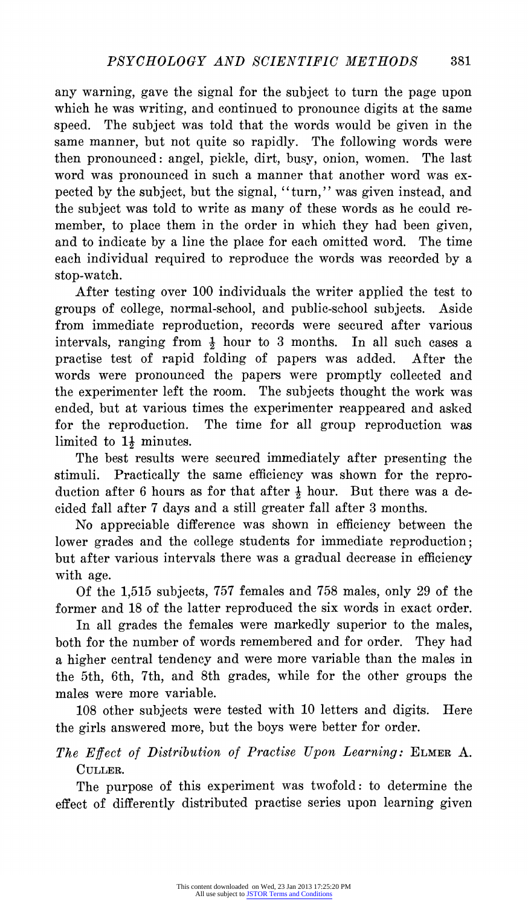any warning, gave the signal for the subject to turn the page upon which he was writing, and continued to pronounce digits at the same speed. The subject was told that the words would be given in the same manner, but not quite so rapidly. The following words were then pronounced: angel, pickle, dirt, busy, onion, women. The last word was pronounced in such a manner that another word was expected by the subject, but the signal, "turn," was given instead, and the subject was told to write as many of these words as he could remember, to place them in the order in which they had been given, and to indicate by a line the place for each omitted word. The time each individual required to reproduce the words was recorded by a stop-watch.

After testing over 100 individuals the writer applied the test to groups of college, normal-school, and public-school subjects. Aside from immediate reproduction, records were secured after various intervals, ranging from ½ hour to 3 months. In all such cases a practise test of rapid folding of papers was added. After the words were pronounced the papers were promptly collected and the experimenter left the room. The subjects thought the work was ended, but at various times the experimenter reappeared and asked for the reproduction. The time for all group reproduction was limited to 1½ minutes.

The best results were secured immediately after presenting the stimuli. Practically the same efficiency was shown for the reproduction after 6 hours as for that after ½ hour. But there was a decided fall after 7 days and a still greater fall after 3 months.

No appreciable difference was shown in efficiency between the lower grades and the college students for immediate reproduction; but after various intervals there was a gradual decrease in efficiency with age.

Of the 1,515 subjects, 757 females and 758 males, only 29 of the former and 18 of the latter reproduced the six words in exact order.

In all grades the females were markedly superior to the males, both for the number of words remembered and for order. They had a higher central tendency and were more variable than the males in the 5th, 6th, 7th, and 8th grades, while for the other groups the males were more variable.

108 other subjects were tested with 10 letters and digits. Here the girls answered more, but the boys were better for order.

*The Effect of Distribution of Practise Upon Learning:* ELMER A. CULLER.

The purpose of this experiment was twofold: to determine the effect of differently distributed practise series upon learning given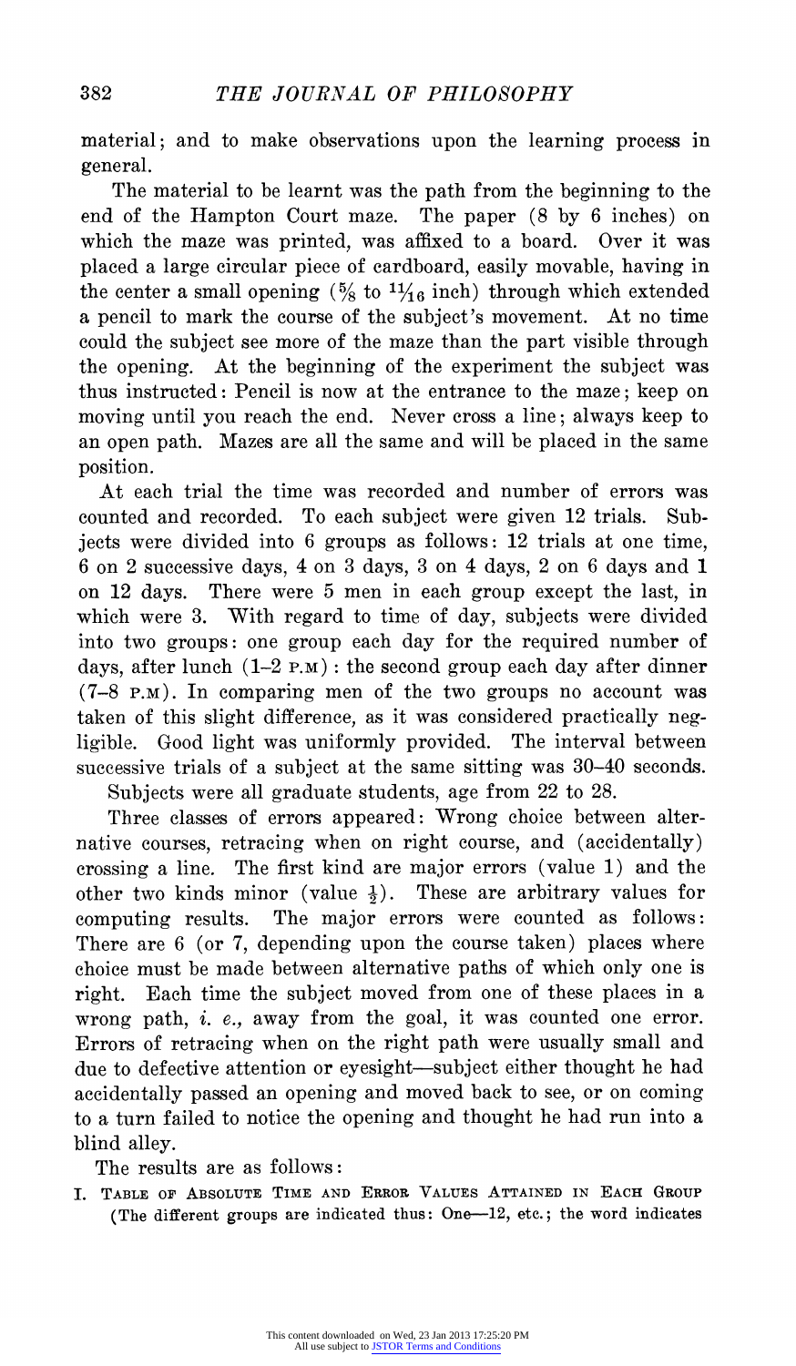material; and to make observations upon the learning process in general.

The material to be learnt was the path from the beginning to the end of the Hampton Court maze. The paper (8 by 6 inches) on which the maze was printed, was affixed to a board. Over it was placed a large circular piece of cardboard, easily movable, having in the center a small opening (5/8 to 11/16 inch) through which extended a pencil to mark the course of the subject's movement. At no time could the subject see more of the maze than the part visible through the opening. At the beginning of the experiment the subject was thus instructed: Pencil is now at the entrance to the maze; keep on moving until you reach the end. Never cross a line; always keep to an open path. Mazes are all the same and will be placed in the same position.

At each trial the time was recorded and number of errors was counted and recorded. To each subject were given 12 trials. Subjects were divided into 6 groups as follows: 12 trials at one time, 6 on 2 successive days, 4 on 3 days, 3 on 4 days, 2 on 6 days and 1 on 12 days. There were 5 men in each group except the last, in which were 3. With regard to time of day, subjects were divided into two groups: one group each day for the required number of days, after lunch (1–2 P.M): the second group each day after dinner (7–8 P.M). In comparing men of the two groups no account was taken of this slight difference, as it was considered practically negligible. Good light was uniformly provided. The interval between successive trials of a subject at the same sitting was 30–40 seconds.

Subjects were all graduate students, age from 22 to 28.

Three classes of errors appeared: Wrong choice between alternative courses, retracing when on right course, and (accidentally) crossing a line. The first kind are major errors (value 1) and the other two kinds minor (value ½). These are arbitrary values for computing results. The major errors were counted as follows: There are 6 (or 7, depending upon the course taken) places where choice must be made between alternative paths of which only one is right. Each time the subject moved from one of these places in a wrong path, *i. e.*, away from the goal, it was counted one error. Errors of retracing when on the right path were usually small and due to defective attention or eyesight—subject either thought he had accidentally passed an opening and moved back to see, or on coming to a turn failed to notice the opening and thought he had run into a blind alley.

The results are as follows:

I. Table of Absolute Time and Error Values Attained in Each Group (The different groups are indicated thus: One—12, etc.; the word indicates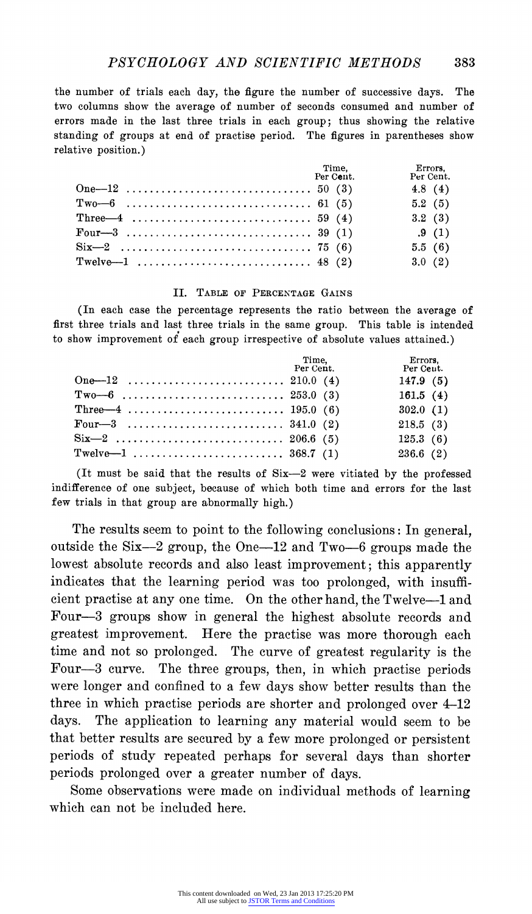the number of trials each day, the figure the number of successive days. The two columns show the average of number of seconds consumed and number of errors made in the last three trials in each group; thus showing the relative standing of groups at end of practise period. The figures in parentheses show relative position.)

| | Time, Per Cent. | Errors, Per Cent. |
|---|---|---|
| One—12 | 50 (3) | 4.8 (4) |
| Two—6 | 61 (5) | 5.2 (5) |
| Three—4 | 59 (4) | 3.2 (3) |
| Four—3 | 39 (1) | .9 (1) |
| Six—2 | 75 (6) | 5.5 (6) |
| Twelve—1 | 48 (2) | 3.0 (2) |

II. Table of Percentage Gains

(In each case the percentage represents the ratio between the average of first three trials and last three trials in the same group. This table is intended to show improvement of each group irrespective of absolute values attained.)

| | Time, Per Cent. | Errors, Per Cent. |
|---|---|---|
| One—12 | 210.0 (4) | 147.9 (5) |
| Two—6 | 253.0 (3) | 161.5 (4) |
| Three—4 | 195.0 (6) | 302.0 (1) |
| Four—3 | 341.0 (2) | 218.5 (3) |
| Six—2 | 206.6 (5) | 125.3 (6) |
| Twelve—1 | 368.7 (1) | 236.6 (2) |

(It must be said that the results of Six—2 were vitiated by the professed indifference of one subject, because of which both time and errors for the last few trials in that group are abnormally high.)

The results seem to point to the following conclusions: In general, outside the Six—2 group, the One—12 and Two—6 groups made the lowest absolute records and also least improvement; this apparently indicates that the learning period was too prolonged, with insufficient practise at any one time. On the other hand, the Twelve—1 and Four—3 groups show in general the highest absolute records and greatest improvement. Here the practise was more thorough each time and not so prolonged. The curve of greatest regularity is the Four—3 curve. The three groups, then, in which practise periods were longer and confined to a few days show better results than the three in which practise periods are shorter and prolonged over 4–12 days. The application to learning any material would seem to be that better results are secured by a few more prolonged or persistent periods of study repeated perhaps for several days than shorter periods prolonged over a greater number of days.

Some observations were made on individual methods of learning which can not be included here.